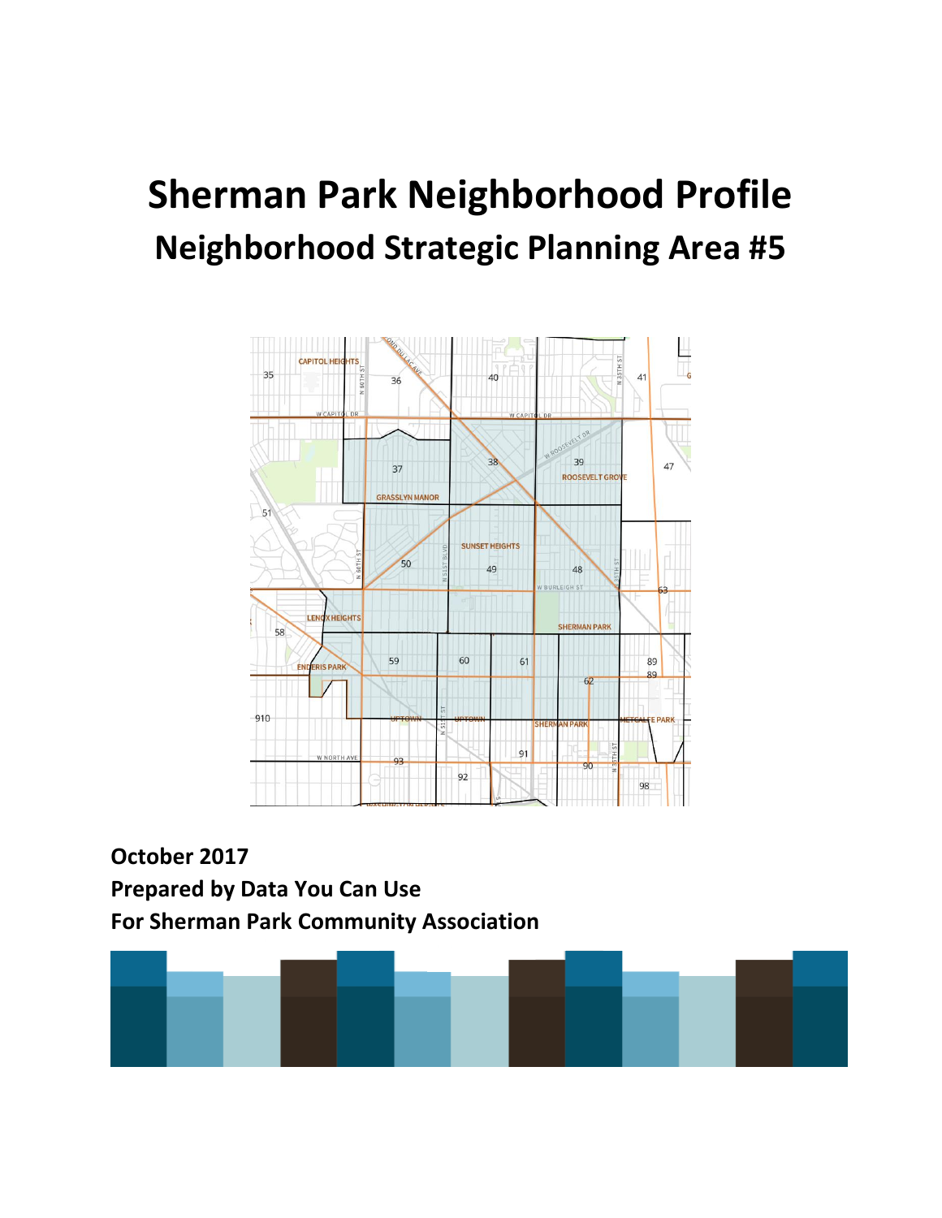# Sherman Park Neighborhood Profile

## Neighborhood Strategic Planning Area #5

**October 2017**

**Prepared by Data You Can Use**

**For Sherman Park Community Association**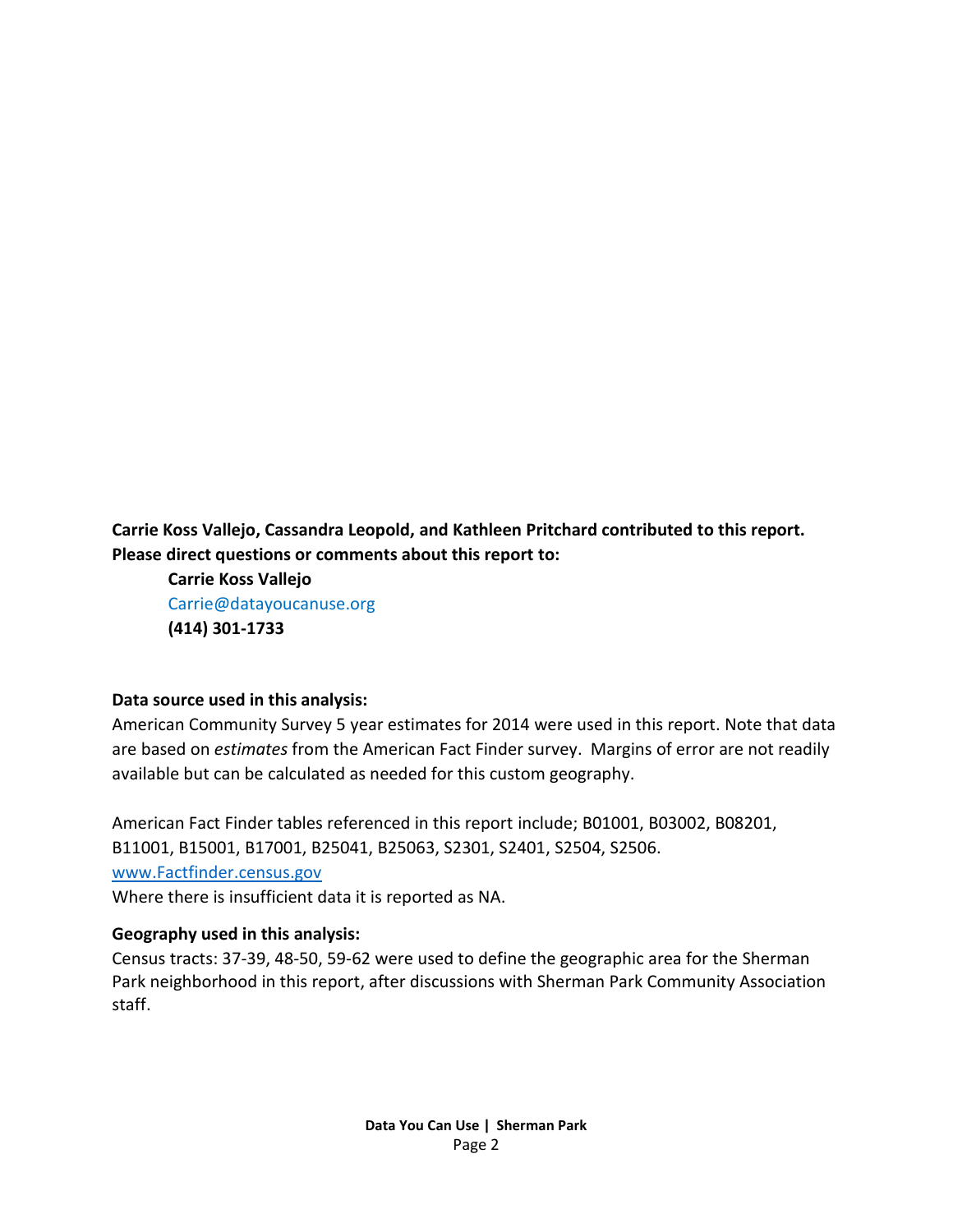**Carrie Koss Vallejo, Cassandra Leopold, and Kathleen Pritchard contributed to this report. Please direct questions or comments about this report to:**

**Carrie Koss Vallejo**
Carrie@datayoucanuse.org
**(414) 301-1733**

**Data source used in this analysis:**

American Community Survey 5 year estimates for 2014 were used in this report. Note that data are based on *estimates* from the American Fact Finder survey. Margins of error are not readily available but can be calculated as needed for this custom geography.

American Fact Finder tables referenced in this report include; B01001, B03002, B08201, B11001, B15001, B17001, B25041, B25063, S2301, S2401, S2504, S2506.
www.Factfinder.census.gov
Where there is insufficient data it is reported as NA.

**Geography used in this analysis:**

Census tracts: 37-39, 48-50, 59-62 were used to define the geographic area for the Sherman Park neighborhood in this report, after discussions with Sherman Park Community Association staff.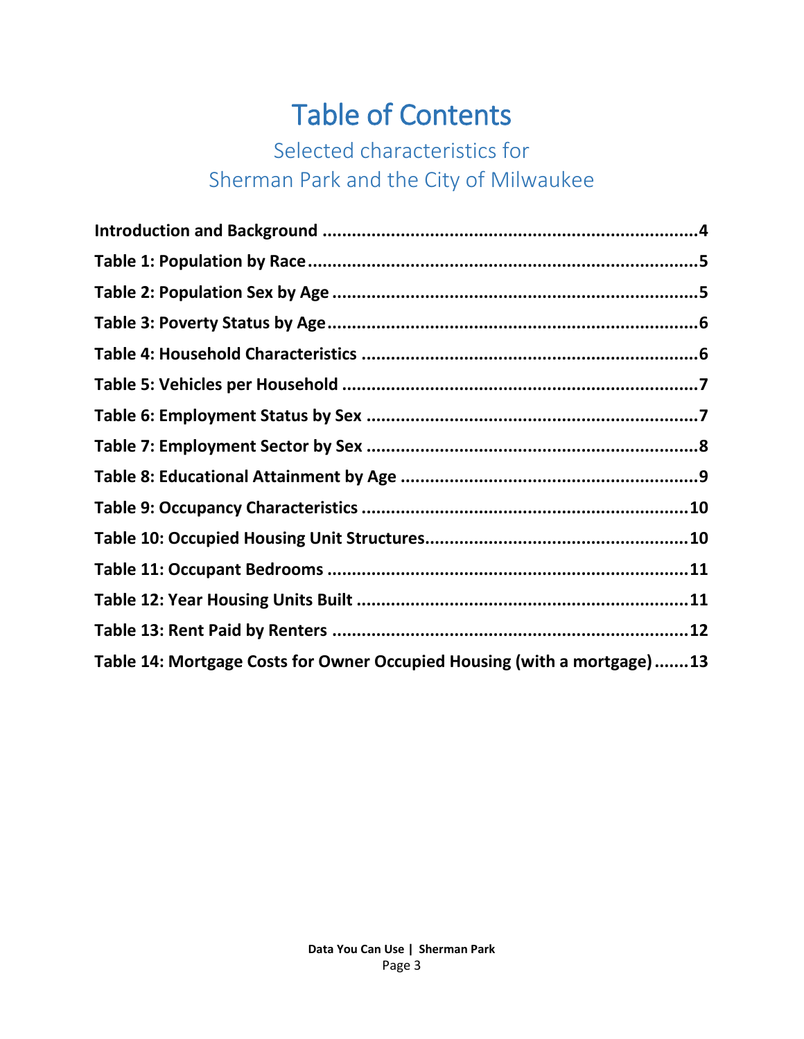# Table of Contents

## Selected characteristics for Sherman Park and the City of Milwaukee

**Introduction and Background ............................................................................4**

**Table 1: Population by Race ..............................................................................5**

**Table 2: Population Sex by Age ..........................................................................5**

**Table 3: Poverty Status by Age ...........................................................................6**

**Table 4: Household Characteristics ....................................................................6**

**Table 5: Vehicles per Household ........................................................................7**

**Table 6: Employment Status by Sex ...................................................................7**

**Table 7: Employment Sector by Sex ...................................................................8**

**Table 8: Educational Attainment by Age ............................................................9**

**Table 9: Occupancy Characteristics ..................................................................10**

**Table 10: Occupied Housing Unit Structures.....................................................10**

**Table 11: Occupant Bedrooms .........................................................................11**

**Table 12: Year Housing Units Built ...................................................................11**

**Table 13: Rent Paid by Renters .......................................................................12**

**Table 14: Mortgage Costs for Owner Occupied Housing (with a mortgage) .......13**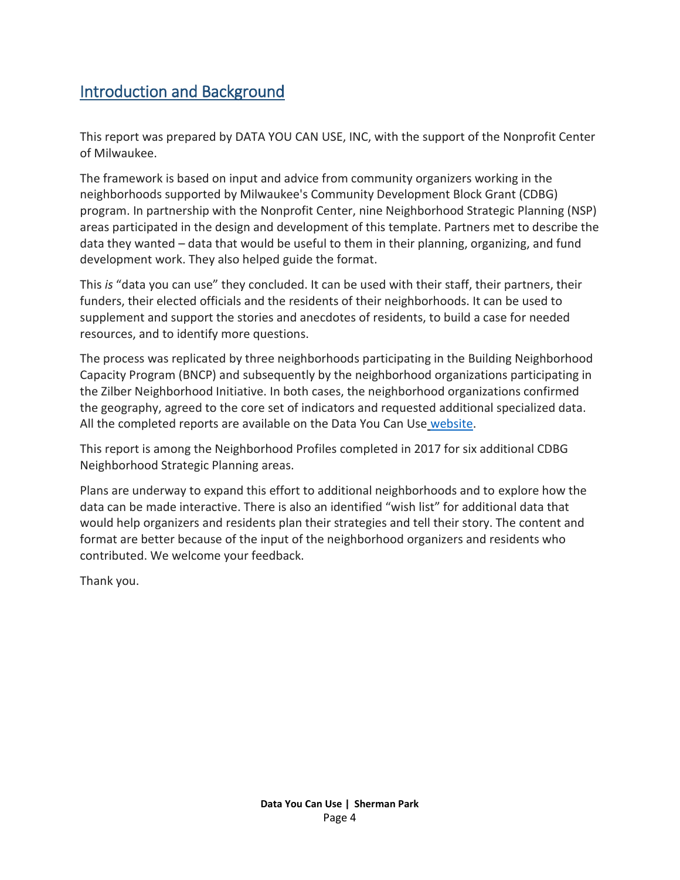## Introduction and Background

This report was prepared by DATA YOU CAN USE, INC, with the support of the Nonprofit Center of Milwaukee.

The framework is based on input and advice from community organizers working in the neighborhoods supported by Milwaukee's Community Development Block Grant (CDBG) program. In partnership with the Nonprofit Center, nine Neighborhood Strategic Planning (NSP) areas participated in the design and development of this template. Partners met to describe the data they wanted – data that would be useful to them in their planning, organizing, and fund development work. They also helped guide the format.

This *is* "data you can use" they concluded. It can be used with their staff, their partners, their funders, their elected officials and the residents of their neighborhoods. It can be used to supplement and support the stories and anecdotes of residents, to build a case for needed resources, and to identify more questions.

The process was replicated by three neighborhoods participating in the Building Neighborhood Capacity Program (BNCP) and subsequently by the neighborhood organizations participating in the Zilber Neighborhood Initiative. In both cases, the neighborhood organizations confirmed the geography, agreed to the core set of indicators and requested additional specialized data. All the completed reports are available on the Data You Can Use website.

This report is among the Neighborhood Profiles completed in 2017 for six additional CDBG Neighborhood Strategic Planning areas.

Plans are underway to expand this effort to additional neighborhoods and to explore how the data can be made interactive. There is also an identified "wish list" for additional data that would help organizers and residents plan their strategies and tell their story. The content and format are better because of the input of the neighborhood organizers and residents who contributed. We welcome your feedback.

Thank you.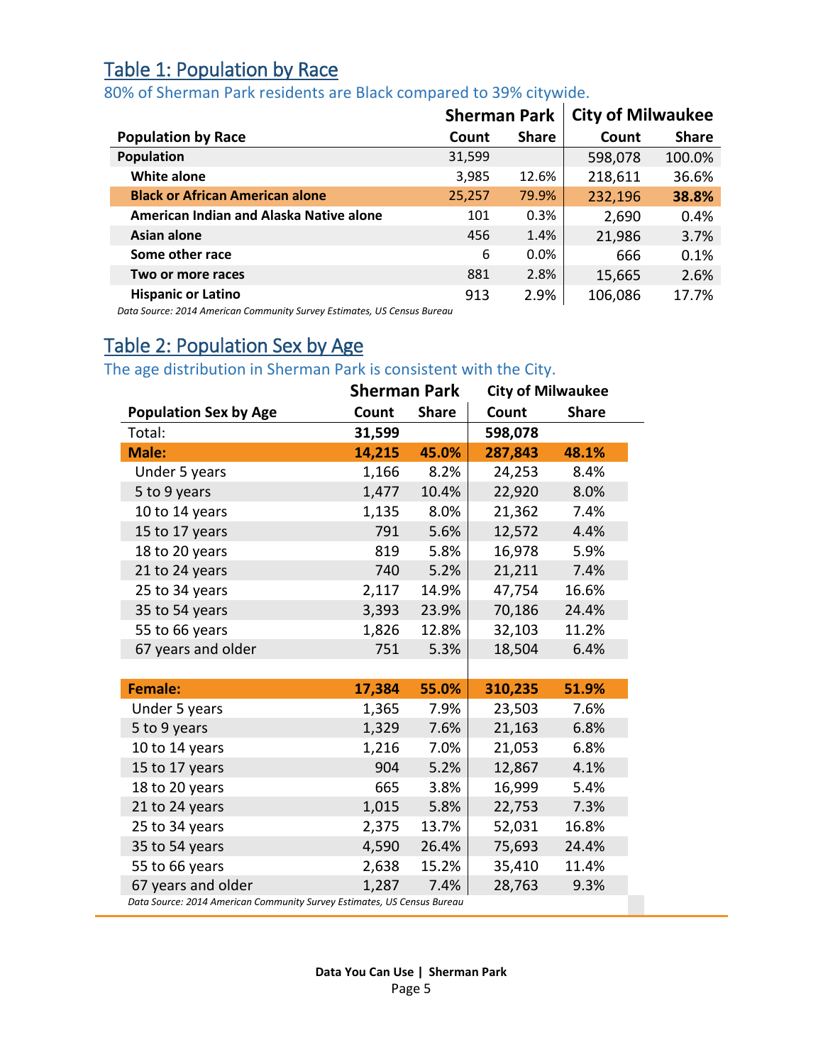## Table 1: Population by Race

80% of Sherman Park residents are Black compared to 39% citywide.

| Population by Race | Sherman Park Count | Sherman Park Share | City of Milwaukee Count | City of Milwaukee Share |
|---|---|---|---|---|
| **Population** | 31,599 | | 598,078 | 100.0% |
| **White alone** | 3,985 | 12.6% | 218,611 | 36.6% |
| **Black or African American alone** | 25,257 | 79.9% | 232,196 | **38.8%** |
| **American Indian and Alaska Native alone** | 101 | 0.3% | 2,690 | 0.4% |
| **Asian alone** | 456 | 1.4% | 21,986 | 3.7% |
| **Some other race** | 6 | 0.0% | 666 | 0.1% |
| **Two or more races** | 881 | 2.8% | 15,665 | 2.6% |
| **Hispanic or Latino** | 913 | 2.9% | 106,086 | 17.7% |

*Data Source: 2014 American Community Survey Estimates, US Census Bureau*

## Table 2: Population Sex by Age

The age distribution in Sherman Park is consistent with the City.

| Population Sex by Age | Sherman Park Count | Sherman Park Share | City of Milwaukee Count | City of Milwaukee Share |
|---|---|---|---|---|
| Total: | **31,599** | | **598,078** | |
| **Male:** | **14,215** | **45.0%** | **287,843** | **48.1%** |
| Under 5 years | 1,166 | 8.2% | 24,253 | 8.4% |
| 5 to 9 years | 1,477 | 10.4% | 22,920 | 8.0% |
| 10 to 14 years | 1,135 | 8.0% | 21,362 | 7.4% |
| 15 to 17 years | 791 | 5.6% | 12,572 | 4.4% |
| 18 to 20 years | 819 | 5.8% | 16,978 | 5.9% |
| 21 to 24 years | 740 | 5.2% | 21,211 | 7.4% |
| 25 to 34 years | 2,117 | 14.9% | 47,754 | 16.6% |
| 35 to 54 years | 3,393 | 23.9% | 70,186 | 24.4% |
| 55 to 66 years | 1,826 | 12.8% | 32,103 | 11.2% |
| 67 years and older | 751 | 5.3% | 18,504 | 6.4% |
| **Female:** | **17,384** | **55.0%** | **310,235** | **51.9%** |
| Under 5 years | 1,365 | 7.9% | 23,503 | 7.6% |
| 5 to 9 years | 1,329 | 7.6% | 21,163 | 6.8% |
| 10 to 14 years | 1,216 | 7.0% | 21,053 | 6.8% |
| 15 to 17 years | 904 | 5.2% | 12,867 | 4.1% |
| 18 to 20 years | 665 | 3.8% | 16,999 | 5.4% |
| 21 to 24 years | 1,015 | 5.8% | 22,753 | 7.3% |
| 25 to 34 years | 2,375 | 13.7% | 52,031 | 16.8% |
| 35 to 54 years | 4,590 | 26.4% | 75,693 | 24.4% |
| 55 to 66 years | 2,638 | 15.2% | 35,410 | 11.4% |
| 67 years and older | 1,287 | 7.4% | 28,763 | 9.3% |

*Data Source: 2014 American Community Survey Estimates, US Census Bureau*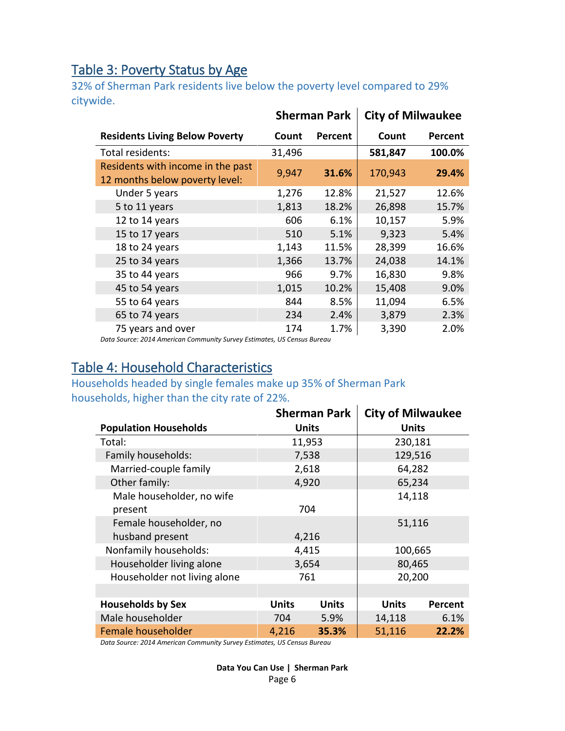## Table 3: Poverty Status by Age

32% of Sherman Park residents live below the poverty level compared to 29% citywide.

| | Sherman Park | | City of Milwaukee | |
|---|---|---|---|---|
| **Residents Living Below Poverty** | **Count** | **Percent** | **Count** | **Percent** |
| Total residents: | 31,496 | | **581,847** | **100.0%** |
| Residents with income in the past 12 months below poverty level: | 9,947 | **31.6%** | 170,943 | **29.4%** |
| Under 5 years | 1,276 | 12.8% | 21,527 | 12.6% |
| 5 to 11 years | 1,813 | 18.2% | 26,898 | 15.7% |
| 12 to 14 years | 606 | 6.1% | 10,157 | 5.9% |
| 15 to 17 years | 510 | 5.1% | 9,323 | 5.4% |
| 18 to 24 years | 1,143 | 11.5% | 28,399 | 16.6% |
| 25 to 34 years | 1,366 | 13.7% | 24,038 | 14.1% |
| 35 to 44 years | 966 | 9.7% | 16,830 | 9.8% |
| 45 to 54 years | 1,015 | 10.2% | 15,408 | 9.0% |
| 55 to 64 years | 844 | 8.5% | 11,094 | 6.5% |
| 65 to 74 years | 234 | 2.4% | 3,879 | 2.3% |
| 75 years and over | 174 | 1.7% | 3,390 | 2.0% |

*Data Source: 2014 American Community Survey Estimates, US Census Bureau*

## Table 4: Household Characteristics

Households headed by single females make up 35% of Sherman Park households, higher than the city rate of 22%.

| | Sherman Park | | City of Milwaukee | |
|---|---|---|---|---|
| **Population Households** | **Units** | | **Units** | |
| Total: | 11,953 | | 230,181 | |
| Family households: | 7,538 | | 129,516 | |
| Married-couple family | 2,618 | | 64,282 | |
| Other family: | 4,920 | | 65,234 | |
| Male householder, no wife present | 704 | | 14,118 | |
| Female householder, no husband present | 4,216 | | 51,116 | |
| Nonfamily households: | 4,415 | | 100,665 | |
| Householder living alone | 3,654 | | 80,465 | |
| Householder not living alone | 761 | | 20,200 | |
| | | | | |
| **Households by Sex** | **Units** | **Units** | **Units** | **Percent** |
| Male householder | 704 | 5.9% | 14,118 | 6.1% |
| Female householder | 4,216 | **35.3%** | 51,116 | **22.2%** |

*Data Source: 2014 American Community Survey Estimates, US Census Bureau*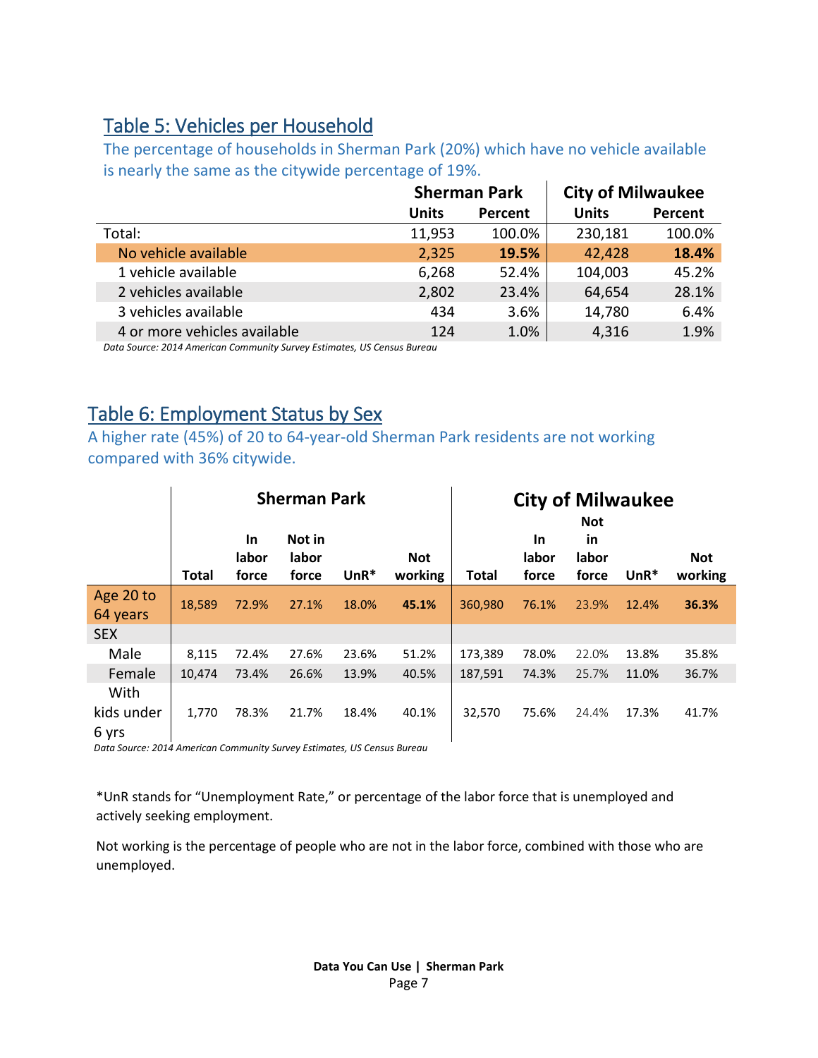## Table 5: Vehicles per Household

The percentage of households in Sherman Park (20%) which have no vehicle available is nearly the same as the citywide percentage of 19%.

| | Sherman Park | | City of Milwaukee | |
|---|---|---|---|---|
| | Units | Percent | Units | Percent |
| Total: | 11,953 | 100.0% | 230,181 | 100.0% |
| No vehicle available | 2,325 | **19.5%** | 42,428 | **18.4%** |
| 1 vehicle available | 6,268 | 52.4% | 104,003 | 45.2% |
| 2 vehicles available | 2,802 | 23.4% | 64,654 | 28.1% |
| 3 vehicles available | 434 | 3.6% | 14,780 | 6.4% |
| 4 or more vehicles available | 124 | 1.0% | 4,316 | 1.9% |

*Data Source: 2014 American Community Survey Estimates, US Census Bureau*

## Table 6: Employment Status by Sex

A higher rate (45%) of 20 to 64-year-old Sherman Park residents are not working compared with 36% citywide.

| | Sherman Park | | | | | City of Milwaukee | | | | |
|---|---|---|---|---|---|---|---|---|---|---|
| | Total | In labor force | Not in labor force | UnR* | Not working | Total | In labor force | Not in labor force | UnR* | Not working |
| Age 20 to 64 years | 18,589 | 72.9% | 27.1% | 18.0% | **45.1%** | 360,980 | 76.1% | 23.9% | 12.4% | **36.3%** |
| SEX | | | | | | | | | | |
| Male | 8,115 | 72.4% | 27.6% | 23.6% | 51.2% | 173,389 | 78.0% | 22.0% | 13.8% | 35.8% |
| Female | 10,474 | 73.4% | 26.6% | 13.9% | 40.5% | 187,591 | 74.3% | 25.7% | 11.0% | 36.7% |
| With kids under 6 yrs | 1,770 | 78.3% | 21.7% | 18.4% | 40.1% | 32,570 | 75.6% | 24.4% | 17.3% | 41.7% |

*Data Source: 2014 American Community Survey Estimates, US Census Bureau*

*UnR stands for "Unemployment Rate," or percentage of the labor force that is unemployed and actively seeking employment.

Not working is the percentage of people who are not in the labor force, combined with those who are unemployed.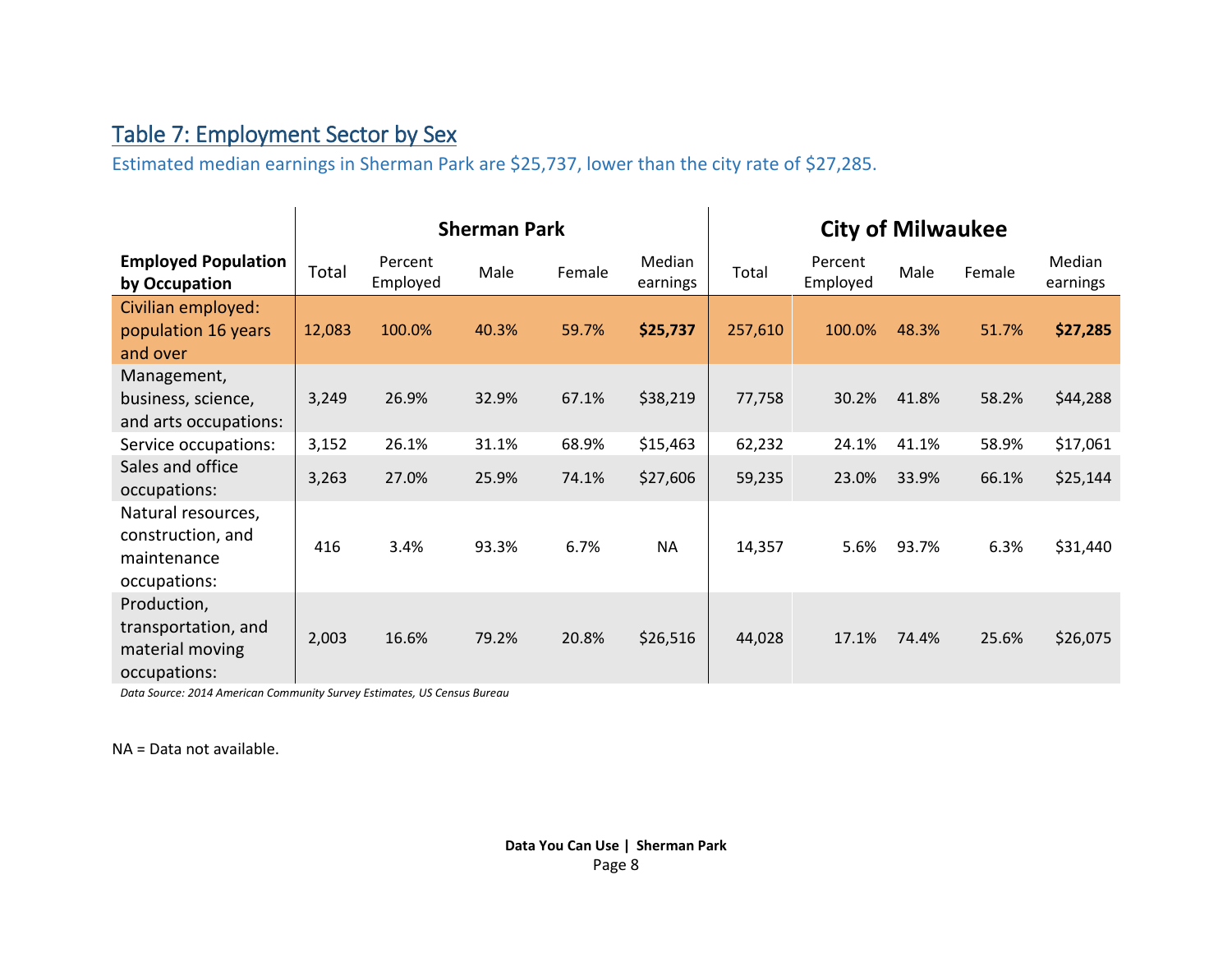## Table 7: Employment Sector by Sex

Estimated median earnings in Sherman Park are $25,737, lower than the city rate of $27,285.

| | Sherman Park | | | | | City of Milwaukee | | | | |
|---|---|---|---|---|---|---|---|---|---|---|
| **Employed Population by Occupation** | Total | Percent Employed | Male | Female | Median earnings | Total | Percent Employed | Male | Female | Median earnings |
| Civilian employed: population 16 years and over | 12,083 | 100.0% | 40.3% | 59.7% | **$25,737** | 257,610 | 100.0% | 48.3% | 51.7% | **$27,285** |
| Management, business, science, and arts occupations: | 3,249 | 26.9% | 32.9% | 67.1% | $38,219 | 77,758 | 30.2% | 41.8% | 58.2% | $44,288 |
| Service occupations: | 3,152 | 26.1% | 31.1% | 68.9% | $15,463 | 62,232 | 24.1% | 41.1% | 58.9% | $17,061 |
| Sales and office occupations: | 3,263 | 27.0% | 25.9% | 74.1% | $27,606 | 59,235 | 23.0% | 33.9% | 66.1% | $25,144 |
| Natural resources, construction, and maintenance occupations: | 416 | 3.4% | 93.3% | 6.7% | NA | 14,357 | 5.6% | 93.7% | 6.3% | $31,440 |
| Production, transportation, and material moving occupations: | 2,003 | 16.6% | 79.2% | 20.8% | $26,516 | 44,028 | 17.1% | 74.4% | 25.6% | $26,075 |

*Data Source: 2014 American Community Survey Estimates, US Census Bureau*

NA = Data not available.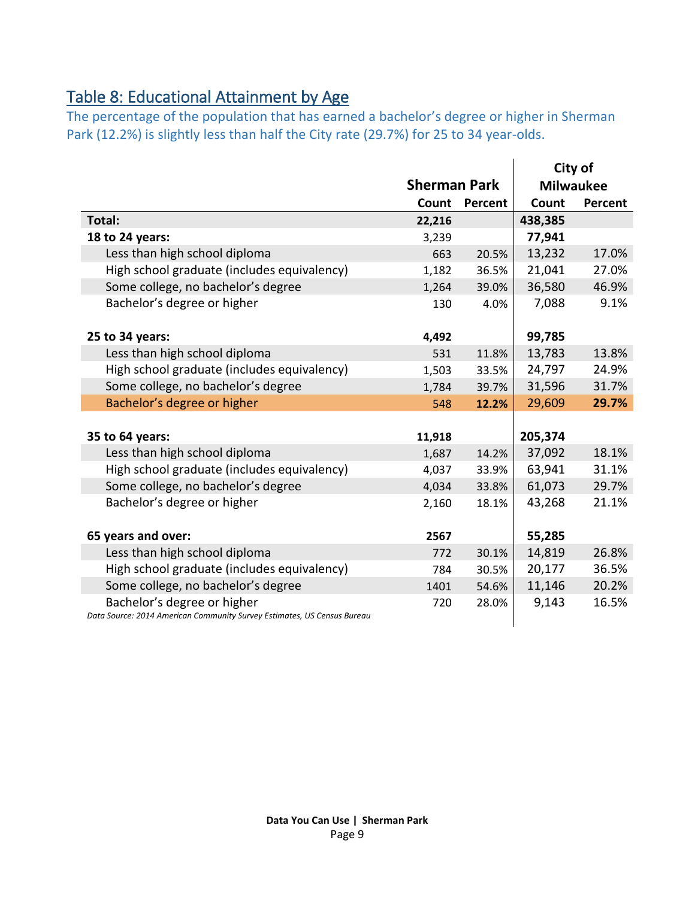## Table 8: Educational Attainment by Age

The percentage of the population that has earned a bachelor's degree or higher in Sherman Park (12.2%) is slightly less than half the City rate (29.7%) for 25 to 34 year-olds.

| | Sherman Park | | City of Milwaukee | |
|---|---|---|---|---|
| | Count | Percent | Count | Percent |
| **Total:** | **22,216** | | **438,385** | |
| **18 to 24 years:** | 3,239 | | **77,941** | |
| Less than high school diploma | 663 | 20.5% | 13,232 | 17.0% |
| High school graduate (includes equivalency) | 1,182 | 36.5% | 21,041 | 27.0% |
| Some college, no bachelor's degree | 1,264 | 39.0% | 36,580 | 46.9% |
| Bachelor's degree or higher | 130 | 4.0% | 7,088 | 9.1% |
| **25 to 34 years:** | **4,492** | | **99,785** | |
| Less than high school diploma | 531 | 11.8% | 13,783 | 13.8% |
| High school graduate (includes equivalency) | 1,503 | 33.5% | 24,797 | 24.9% |
| Some college, no bachelor's degree | 1,784 | 39.7% | 31,596 | 31.7% |
| Bachelor's degree or higher | 548 | **12.2%** | 29,609 | **29.7%** |
| **35 to 64 years:** | **11,918** | | **205,374** | |
| Less than high school diploma | 1,687 | 14.2% | 37,092 | 18.1% |
| High school graduate (includes equivalency) | 4,037 | 33.9% | 63,941 | 31.1% |
| Some college, no bachelor's degree | 4,034 | 33.8% | 61,073 | 29.7% |
| Bachelor's degree or higher | 2,160 | 18.1% | 43,268 | 21.1% |
| **65 years and over:** | **2567** | | **55,285** | |
| Less than high school diploma | 772 | 30.1% | 14,819 | 26.8% |
| High school graduate (includes equivalency) | 784 | 30.5% | 20,177 | 36.5% |
| Some college, no bachelor's degree | 1401 | 54.6% | 11,146 | 20.2% |
| Bachelor's degree or higher | 720 | 28.0% | 9,143 | 16.5% |

*Data Source: 2014 American Community Survey Estimates, US Census Bureau*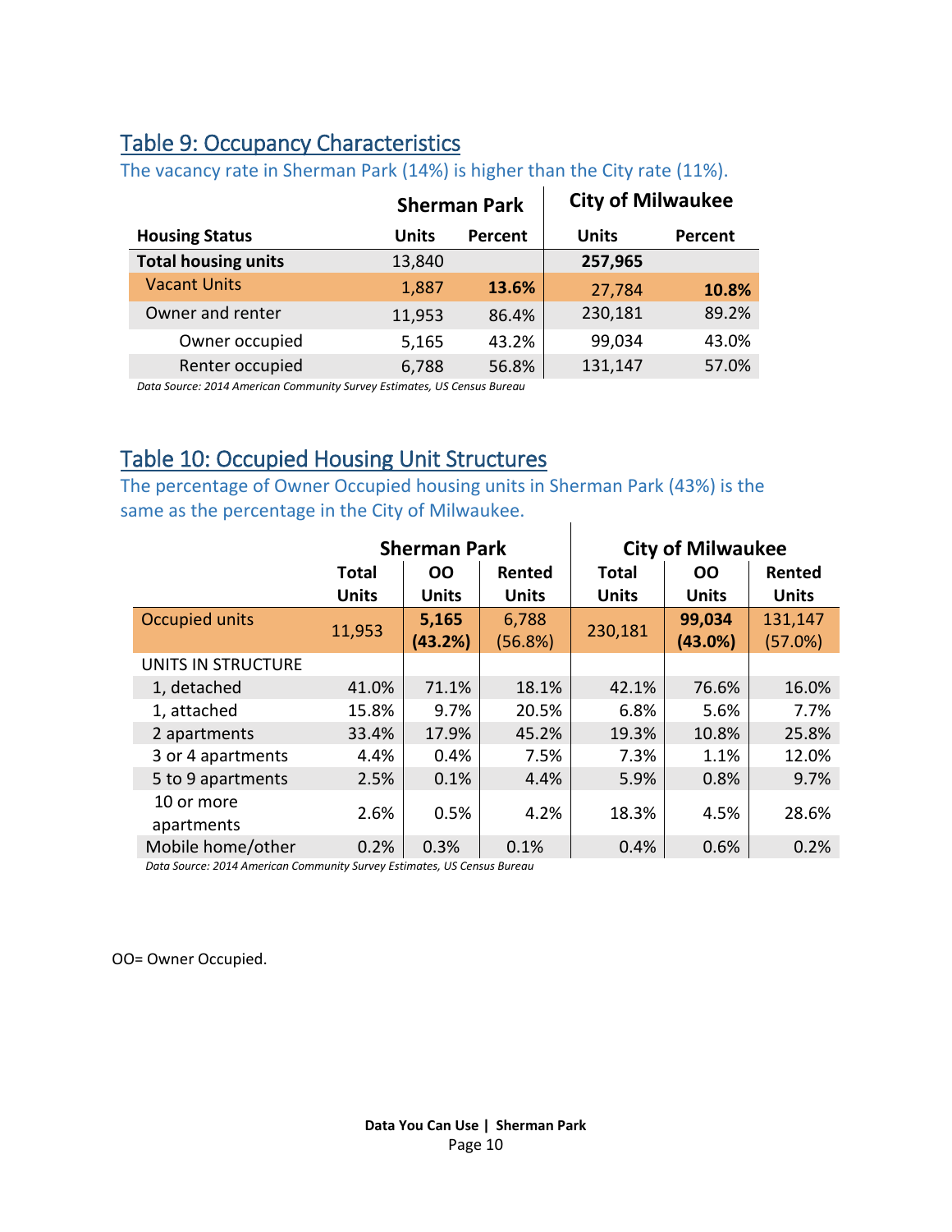## Table 9: Occupancy Characteristics

The vacancy rate in Sherman Park (14%) is higher than the City rate (11%).

| | Sherman Park | | City of Milwaukee | |
|---|---|---|---|---|
| **Housing Status** | **Units** | **Percent** | **Units** | **Percent** |
| **Total housing units** | 13,840 | | **257,965** | |
| Vacant Units | 1,887 | **13.6%** | 27,784 | **10.8%** |
| Owner and renter | 11,953 | 86.4% | 230,181 | 89.2% |
| Owner occupied | 5,165 | 43.2% | 99,034 | 43.0% |
| Renter occupied | 6,788 | 56.8% | 131,147 | 57.0% |

*Data Source: 2014 American Community Survey Estimates, US Census Bureau*

## Table 10: Occupied Housing Unit Structures

The percentage of Owner Occupied housing units in Sherman Park (43%) is the same as the percentage in the City of Milwaukee.

| | Sherman Park | | | City of Milwaukee | | |
|---|---|---|---|---|---|---|
| | **Total Units** | **OO Units** | **Rented Units** | **Total Units** | **OO Units** | **Rented Units** |
| Occupied units | 11,953 | **5,165 (43.2%)** | 6,788 (56.8%) | 230,181 | **99,034 (43.0%)** | 131,147 (57.0%) |
| UNITS IN STRUCTURE | | | | | | |
| 1, detached | 41.0% | 71.1% | 18.1% | 42.1% | 76.6% | 16.0% |
| 1, attached | 15.8% | 9.7% | 20.5% | 6.8% | 5.6% | 7.7% |
| 2 apartments | 33.4% | 17.9% | 45.2% | 19.3% | 10.8% | 25.8% |
| 3 or 4 apartments | 4.4% | 0.4% | 7.5% | 7.3% | 1.1% | 12.0% |
| 5 to 9 apartments | 2.5% | 0.1% | 4.4% | 5.9% | 0.8% | 9.7% |
| 10 or more apartments | 2.6% | 0.5% | 4.2% | 18.3% | 4.5% | 28.6% |
| Mobile home/other | 0.2% | 0.3% | 0.1% | 0.4% | 0.6% | 0.2% |

*Data Source: 2014 American Community Survey Estimates, US Census Bureau*

OO= Owner Occupied.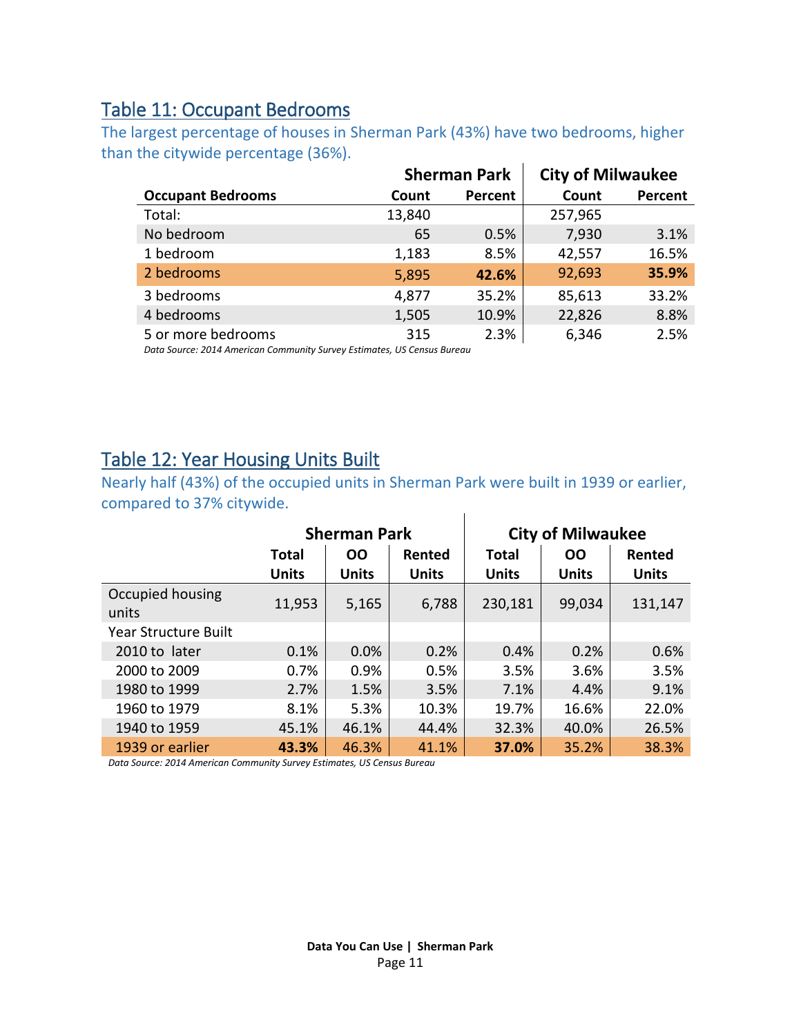## Table 11: Occupant Bedrooms

The largest percentage of houses in Sherman Park (43%) have two bedrooms, higher than the citywide percentage (36%).

| | Sherman Park | | City of Milwaukee | |
|---|---|---|---|---|
| **Occupant Bedrooms** | **Count** | **Percent** | **Count** | **Percent** |
| Total: | 13,840 | | 257,965 | |
| No bedroom | 65 | 0.5% | 7,930 | 3.1% |
| 1 bedroom | 1,183 | 8.5% | 42,557 | 16.5% |
| 2 bedrooms | 5,895 | **42.6%** | 92,693 | **35.9%** |
| 3 bedrooms | 4,877 | 35.2% | 85,613 | 33.2% |
| 4 bedrooms | 1,505 | 10.9% | 22,826 | 8.8% |
| 5 or more bedrooms | 315 | 2.3% | 6,346 | 2.5% |

*Data Source: 2014 American Community Survey Estimates, US Census Bureau*

## Table 12: Year Housing Units Built

Nearly half (43%) of the occupied units in Sherman Park were built in 1939 or earlier, compared to 37% citywide.

| | Sherman Park | | | City of Milwaukee | | |
|---|---|---|---|---|---|---|
| | **Total Units** | **OO Units** | **Rented Units** | **Total Units** | **OO Units** | **Rented Units** |
| Occupied housing units | 11,953 | 5,165 | 6,788 | 230,181 | 99,034 | 131,147 |
| Year Structure Built | | | | | | |
| 2010 to later | 0.1% | 0.0% | 0.2% | 0.4% | 0.2% | 0.6% |
| 2000 to 2009 | 0.7% | 0.9% | 0.5% | 3.5% | 3.6% | 3.5% |
| 1980 to 1999 | 2.7% | 1.5% | 3.5% | 7.1% | 4.4% | 9.1% |
| 1960 to 1979 | 8.1% | 5.3% | 10.3% | 19.7% | 16.6% | 22.0% |
| 1940 to 1959 | 45.1% | 46.1% | 44.4% | 32.3% | 40.0% | 26.5% |
| 1939 or earlier | **43.3%** | 46.3% | 41.1% | **37.0%** | 35.2% | 38.3% |

*Data Source: 2014 American Community Survey Estimates, US Census Bureau*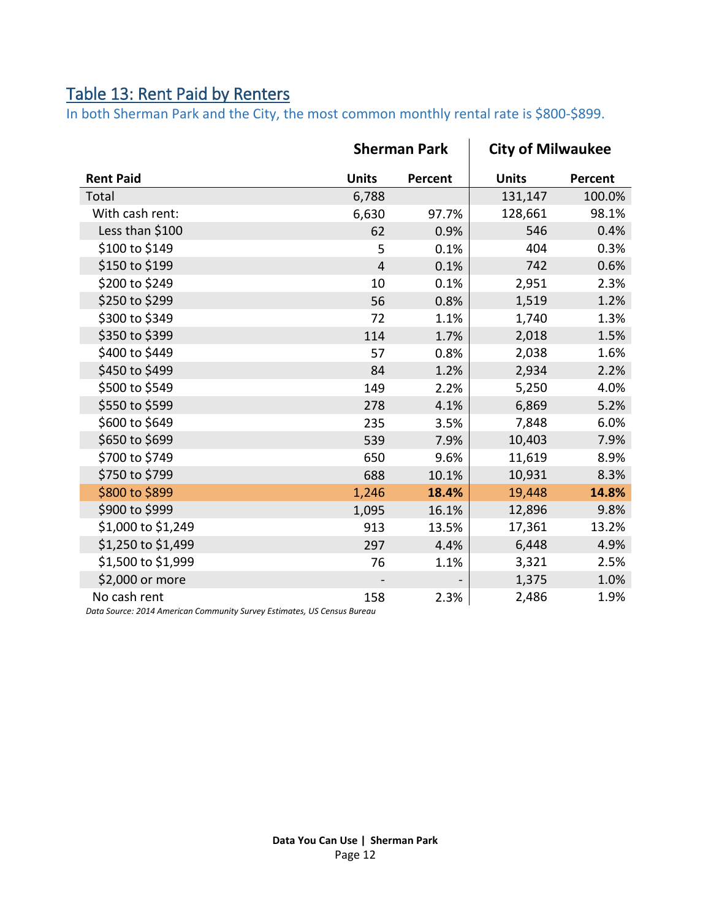## Table 13: Rent Paid by Renters

In both Sherman Park and the City, the most common monthly rental rate is $800-$899.

| | Sherman Park | | City of Milwaukee | |
|---|---|---|---|---|
| **Rent Paid** | **Units** | **Percent** | **Units** | **Percent** |
| Total | 6,788 | | 131,147 | 100.0% |
| With cash rent: | 6,630 | 97.7% | 128,661 | 98.1% |
| Less than $100 | 62 | 0.9% | 546 | 0.4% |
| $100 to $149 | 5 | 0.1% | 404 | 0.3% |
| $150 to $199 | 4 | 0.1% | 742 | 0.6% |
| $200 to $249 | 10 | 0.1% | 2,951 | 2.3% |
| $250 to $299 | 56 | 0.8% | 1,519 | 1.2% |
| $300 to $349 | 72 | 1.1% | 1,740 | 1.3% |
| $350 to $399 | 114 | 1.7% | 2,018 | 1.5% |
| $400 to $449 | 57 | 0.8% | 2,038 | 1.6% |
| $450 to $499 | 84 | 1.2% | 2,934 | 2.2% |
| $500 to $549 | 149 | 2.2% | 5,250 | 4.0% |
| $550 to $599 | 278 | 4.1% | 6,869 | 5.2% |
| $600 to $649 | 235 | 3.5% | 7,848 | 6.0% |
| $650 to $699 | 539 | 7.9% | 10,403 | 7.9% |
| $700 to $749 | 650 | 9.6% | 11,619 | 8.9% |
| $750 to $799 | 688 | 10.1% | 10,931 | 8.3% |
| $800 to $899 | 1,246 | **18.4%** | 19,448 | **14.8%** |
| $900 to $999 | 1,095 | 16.1% | 12,896 | 9.8% |
| $1,000 to $1,249 | 913 | 13.5% | 17,361 | 13.2% |
| $1,250 to $1,499 | 297 | 4.4% | 6,448 | 4.9% |
| $1,500 to $1,999 | 76 | 1.1% | 3,321 | 2.5% |
| $2,000 or more | - | - | 1,375 | 1.0% |
| No cash rent | 158 | 2.3% | 2,486 | 1.9% |

*Data Source: 2014 American Community Survey Estimates, US Census Bureau*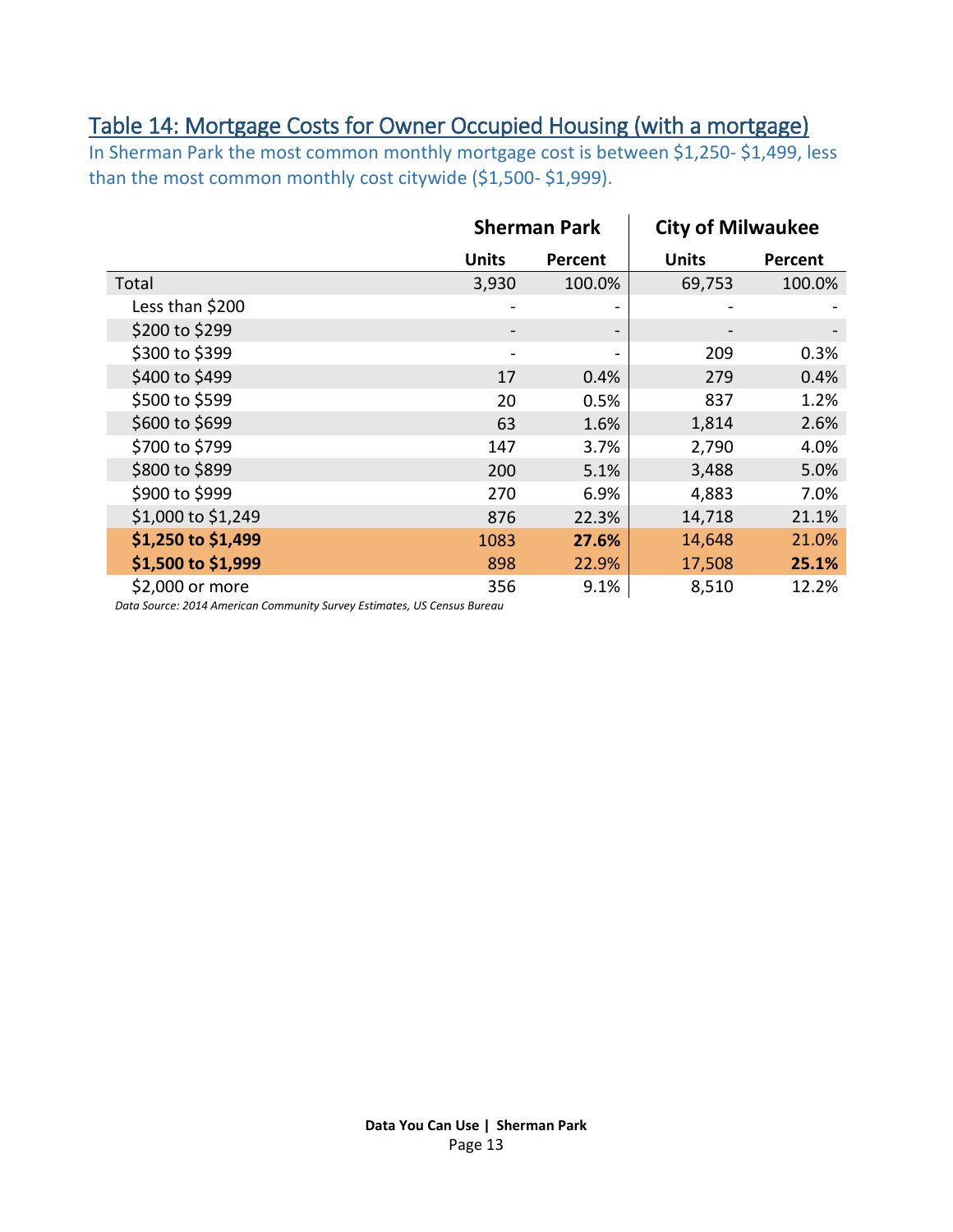## Table 14: Mortgage Costs for Owner Occupied Housing (with a mortgage)

In Sherman Park the most common monthly mortgage cost is between $1,250- $1,499, less than the most common monthly cost citywide ($1,500- $1,999).

| | Sherman Park | | City of Milwaukee | |
|---|---|---|---|---|
| | **Units** | **Percent** | **Units** | **Percent** |
| Total | 3,930 | 100.0% | 69,753 | 100.0% |
| Less than $200 | - | - | - | - |
| $200 to $299 | - | - | - | - |
| $300 to $399 | - | - | 209 | 0.3% |
| $400 to $499 | 17 | 0.4% | 279 | 0.4% |
| $500 to $599 | 20 | 0.5% | 837 | 1.2% |
| $600 to $699 | 63 | 1.6% | 1,814 | 2.6% |
| $700 to $799 | 147 | 3.7% | 2,790 | 4.0% |
| $800 to $899 | 200 | 5.1% | 3,488 | 5.0% |
| $900 to $999 | 270 | 6.9% | 4,883 | 7.0% |
| $1,000 to $1,249 | 876 | 22.3% | 14,718 | 21.1% |
| **$1,250 to $1,499** | 1083 | **27.6%** | 14,648 | 21.0% |
| **$1,500 to $1,999** | 898 | 22.9% | 17,508 | **25.1%** |
| $2,000 or more | 356 | 9.1% | 8,510 | 12.2% |

*Data Source: 2014 American Community Survey Estimates, US Census Bureau*